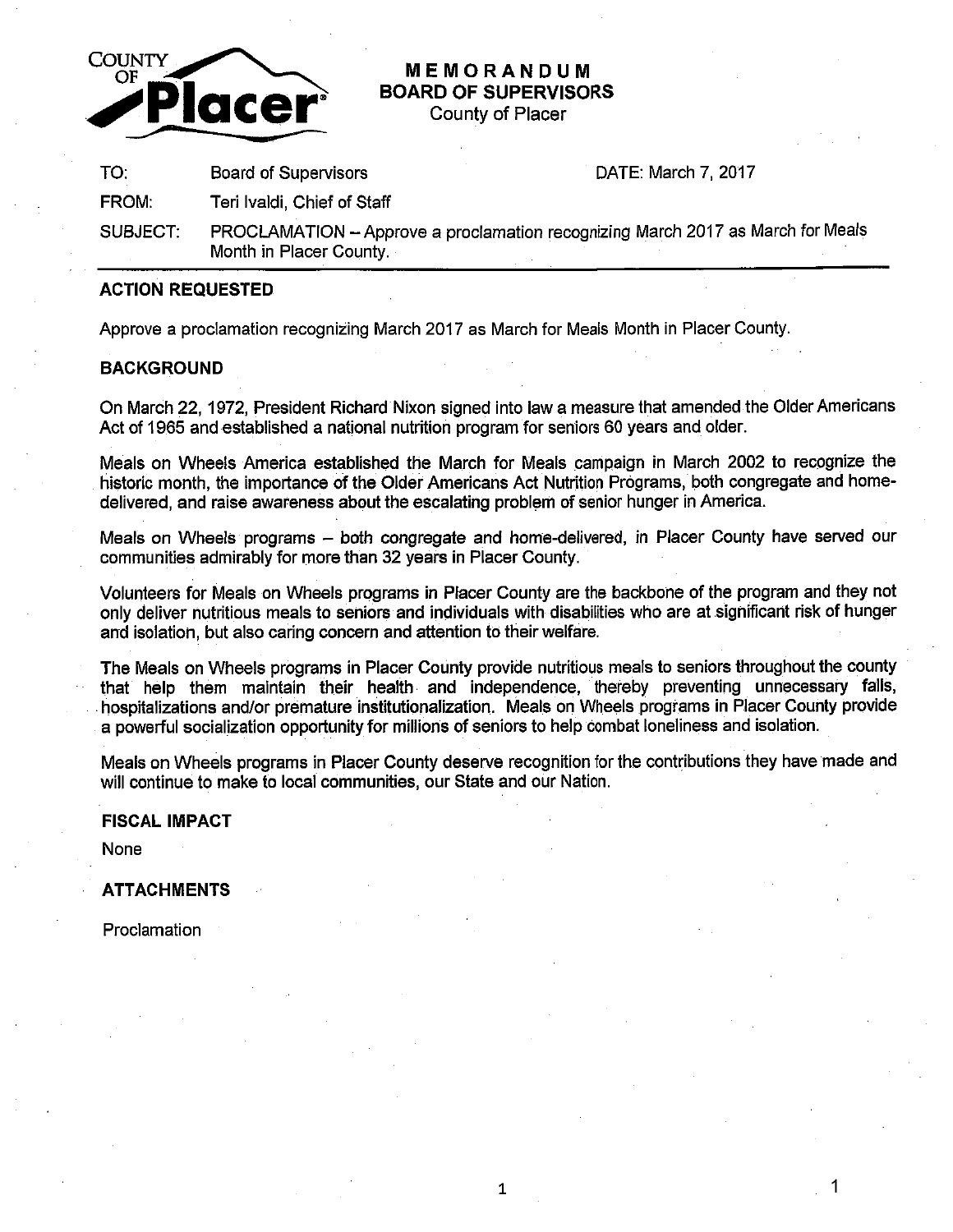# MEMORANDUM
## BOARD OF SUPERVISORS
County of Placer

| | | |
|---|---|---|
| TO: | Board of Supervisors | DATE: March 7, 2017 |
| FROM: | Teri Ivaldi, Chief of Staff | |
| SUBJECT: | PROCLAMATION – Approve a proclamation recognizing March 2017 as March for Meals Month in Placer County. | |

### ACTION REQUESTED

Approve a proclamation recognizing March 2017 as March for Meals Month in Placer County.

### BACKGROUND

On March 22, 1972, President Richard Nixon signed into law a measure that amended the Older Americans Act of 1965 and established a national nutrition program for seniors 60 years and older.

Meals on Wheels America established the March for Meals campaign in March 2002 to recognize the historic month, the importance of the Older Americans Act Nutrition Programs, both congregate and home-delivered, and raise awareness about the escalating problem of senior hunger in America.

Meals on Wheels programs – both congregate and home-delivered, in Placer County have served our communities admirably for more than 32 years in Placer County.

Volunteers for Meals on Wheels programs in Placer County are the backbone of the program and they not only deliver nutritious meals to seniors and individuals with disabilities who are at significant risk of hunger and isolation, but also caring concern and attention to their welfare.

The Meals on Wheels programs in Placer County provide nutritious meals to seniors throughout the county that help them maintain their health and independence, thereby preventing unnecessary falls, hospitalizations and/or premature institutionalization. Meals on Wheels programs in Placer County provide a powerful socialization opportunity for millions of seniors to help combat loneliness and isolation.

Meals on Wheels programs in Placer County deserve recognition for the contributions they have made and will continue to make to local communities, our State and our Nation.

### FISCAL IMPACT

None

### ATTACHMENTS

Proclamation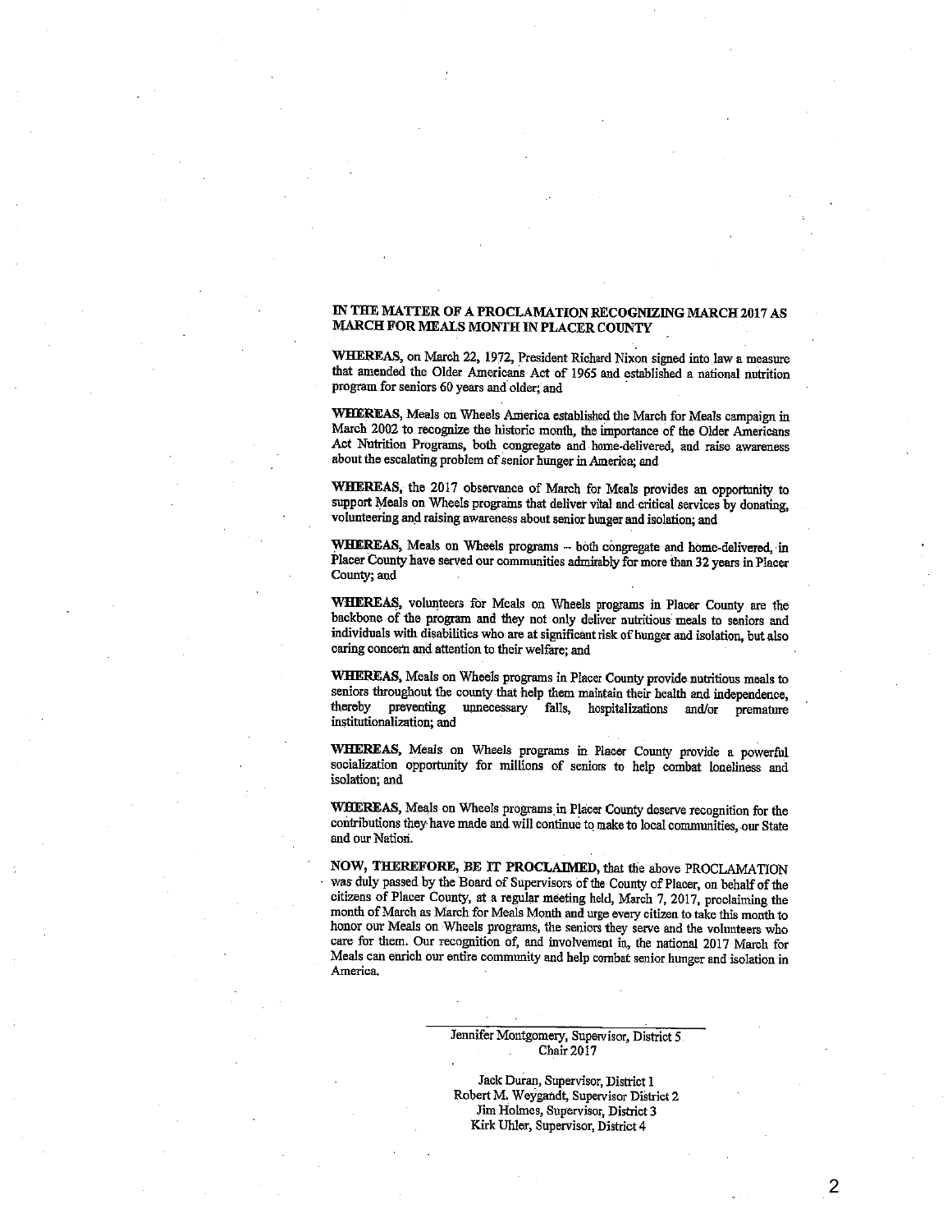**IN THE MATTER OF A PROCLAMATION RECOGNIZING MARCH 2017 AS MARCH FOR MEALS MONTH IN PLACER COUNTY**

**WHEREAS,** on March 22, 1972, President Richard Nixon signed into law a measure that amended the Older Americans Act of 1965 and established a national nutrition program for seniors 60 years and older; and

**WHEREAS,** Meals on Wheels America established the March for Meals campaign in March 2002 to recognize the historic month, the importance of the Older Americans Act Nutrition Programs, both congregate and home-delivered, and raise awareness about the escalating problem of senior hunger in America; and

**WHEREAS,** the 2017 observance of March for Meals provides an opportunity to support Meals on Wheels programs that deliver vital and critical services by donating, volunteering and raising awareness about senior hunger and isolation; and

**WHEREAS,** Meals on Wheels programs – both congregate and home-delivered, in Placer County have served our communities admirably for more than 32 years in Placer County; and

**WHEREAS,** volunteers for Meals on Wheels programs in Placer County are the backbone of the program and they not only deliver nutritious meals to seniors and individuals with disabilities who are at significant risk of hunger and isolation, but also caring concern and attention to their welfare; and

**WHEREAS,** Meals on Wheels programs in Placer County provide nutritious meals to seniors throughout the county that help them maintain their health and independence, thereby preventing unnecessary falls, hospitalizations and/or premature institutionalization; and

**WHEREAS,** Meals on Wheels programs in Placer County provide a powerful socialization opportunity for millions of seniors to help combat loneliness and isolation; and

**WHEREAS,** Meals on Wheels programs in Placer County deserve recognition for the contributions they have made and will continue to make to local communities, our State and our Nation.

**NOW, THEREFORE, BE IT PROCLAIMED,** that the above PROCLAMATION was duly passed by the Board of Supervisors of the County of Placer, on behalf of the citizens of Placer County, at a regular meeting held, March 7, 2017, proclaiming the month of March as March for Meals Month and urge every citizen to take this month to honor our Meals on Wheels programs, the seniors they serve and the volunteers who care for them. Our recognition of, and involvement in, the national 2017 March for Meals can enrich our entire community and help combat senior hunger and isolation in America.

\_\_\_\_\_\_\_\_\_\_\_\_\_\_\_\_\_\_\_\_\_\_\_\_\_\_\_\_\_\_\_\_\_\_\_\_

Jennifer Montgomery, Supervisor, District 5
Chair 2017

Jack Duran, Supervisor, District 1
Robert M. Weygandt, Supervisor District 2
Jim Holmes, Supervisor, District 3
Kirk Uhler, Supervisor, District 4